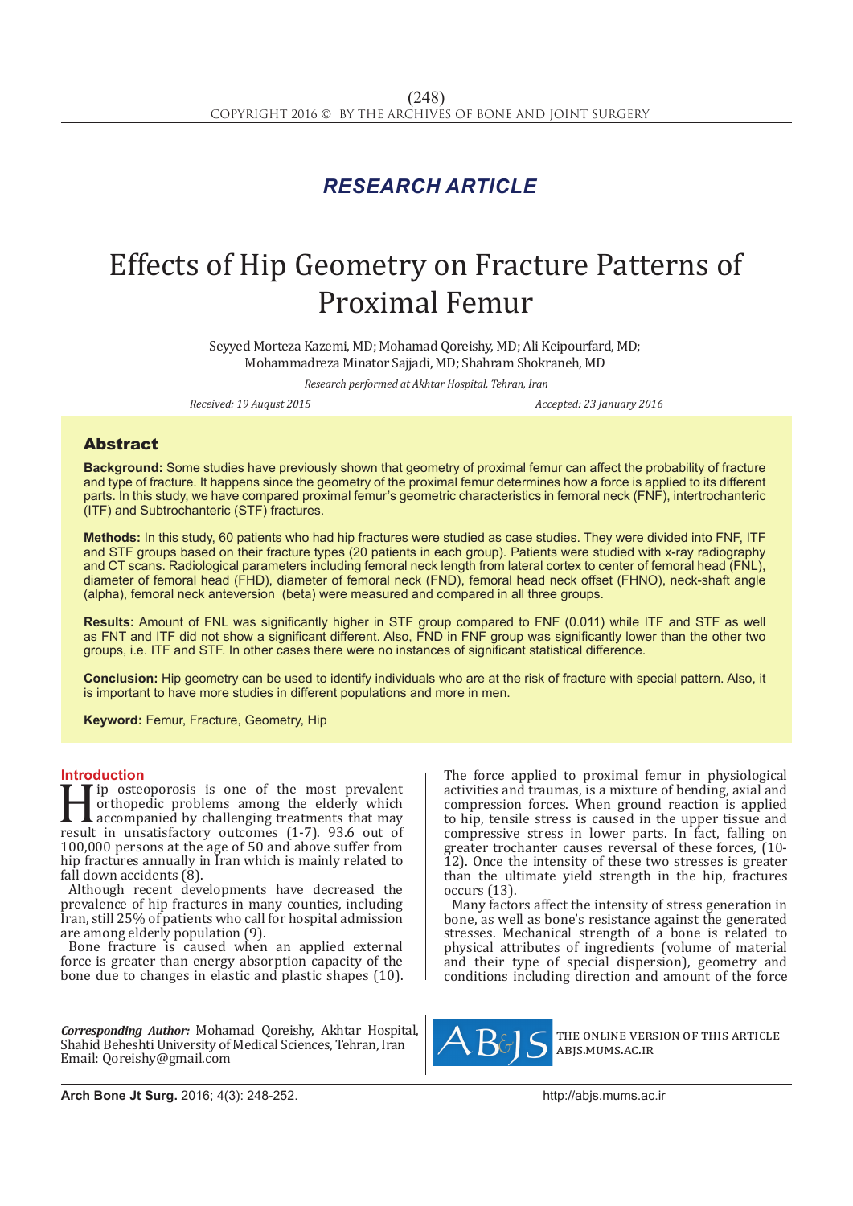*RESEARCH ARTICLE*

# Effects of Hip Geometry on Fracture Patterns of Proximal Femur

Seyyed Morteza Kazemi, MD; Mohamad Qoreishy, MD; Ali Keipourfard, MD; Mohammadreza Minator Sajjadi, MD; Shahram Shokraneh, MD

*Research performed at Akhtar Hospital, Tehran, Iran*

*Received: 19 Auqust 2015* *Accepted: 23 January 2016*

## Abstract

**Background:** Some studies have previously shown that geometry of proximal femur can affect the probability of fracture and type of fracture. It happens since the geometry of the proximal femur determines how a force is applied to its different parts. In this study, we have compared proximal femur's geometric characteristics in femoral neck (FNF), intertrochanteric (ITF) and Subtrochanteric (STF) fractures.

**Methods:** In this study, 60 patients who had hip fractures were studied as case studies. They were divided into FNF, ITF and STF groups based on their fracture types (20 patients in each group). Patients were studied with x-ray radiography and CT scans. Radiological parameters including femoral neck length from lateral cortex to center of femoral head (FNL), diameter of femoral head (FHD), diameter of femoral neck (FND), femoral head neck offset (FHNO), neck-shaft angle (alpha), femoral neck anteversion (beta) were measured and compared in all three groups.

**Results:** Amount of FNL was significantly higher in STF group compared to FNF (0.011) while ITF and STF as well as FNT and ITF did not show a significant different. Also, FND in FNF group was significantly lower than the other two groups, i.e. ITF and STF. In other cases there were no instances of significant statistical difference.

**Conclusion:** Hip geometry can be used to identify individuals who are at the risk of fracture with special pattern. Also, it is important to have more studies in different populations and more in men.

**Keyword:** Femur, Fracture, Geometry, Hip

## Introduction

Hip osteoporosis is one of the most prevalent orthopedic problems among the elderly which accompanied by challenging treatments that may result in unsatisfactory outcomes (1-7). 93.6 out of 100,000 persons at the age of 50 and above suffer from hip fractures annually in Iran which is mainly related to fall down accidents (8).

Although recent developments have decreased the prevalence of hip fractures in many counties, including Iran, still 25% of patients who call for hospital admission are among elderly population (9).

Bone fracture is caused when an applied external force is greater than energy absorption capacity of the bone due to changes in elastic and plastic shapes (10).

The force applied to proximal femur in physiological activities and traumas, is a mixture of bending, axial and compression forces. When ground reaction is applied to hip, tensile stress is caused in the upper tissue and compressive stress in lower parts. In fact, falling on greater trochanter causes reversal of these forces, (10-12). Once the intensity of these two stresses is greater than the ultimate yield strength in the hip, fractures occurs (13).

Many factors affect the intensity of stress generation in bone, as well as bone's resistance against the generated stresses. Mechanical strength of a bone is related to physical attributes of ingredients (volume of material and their type of special dispersion), geometry and conditions including direction and amount of the force

*Corresponding Author:* Mohamad Qoreishy, Akhtar Hospital, Shahid Beheshti University of Medical Sciences, Tehran, Iran
Email: Qoreishy@gmail.com

THE ONLINE VERSION OF THIS ARTICLE ABJS.MUMS.AC.IR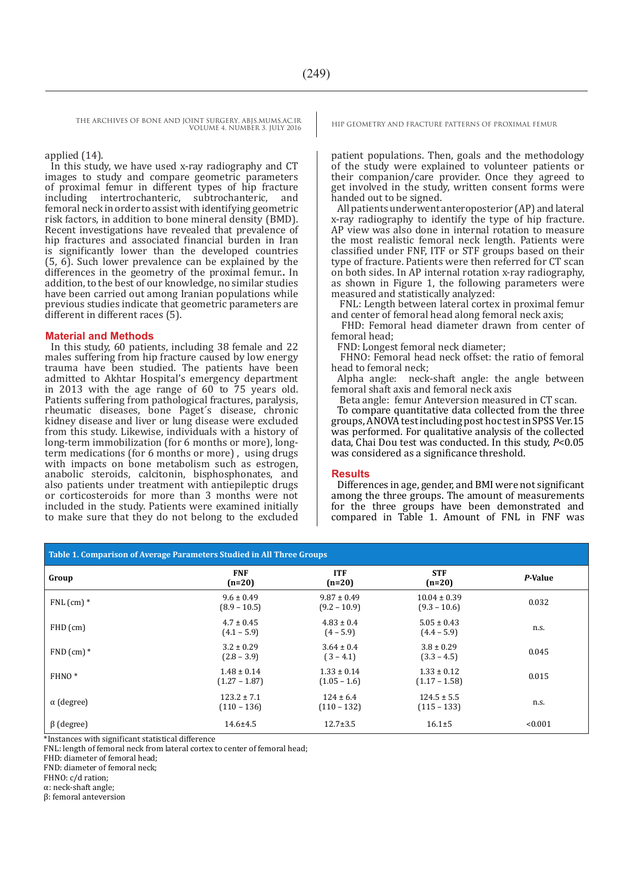applied (14).

In this study, we have used x-ray radiography and CT images to study and compare geometric parameters of proximal femur in different types of hip fracture including intertrochanteric, subtrochanteric, and femoral neck in order to assist with identifying geometric risk factors, in addition to bone mineral density (BMD). Recent investigations have revealed that prevalence of hip fractures and associated financial burden in Iran is significantly lower than the developed countries (5, 6). Such lower prevalence can be explained by the differences in the geometry of the proximal femur.. In addition, to the best of our knowledge, no similar studies have been carried out among Iranian populations while previous studies indicate that geometric parameters are different in different races (5).

## Material and Methods

In this study, 60 patients, including 38 female and 22 males suffering from hip fracture caused by low energy trauma have been studied. The patients have been admitted to Akhtar Hospital's emergency department in 2013 with the age range of 60 to 75 years old. Patients suffering from pathological fractures, paralysis, rheumatic diseases, bone Paget´s disease, chronic kidney disease and liver or lung disease were excluded from this study. Likewise, individuals with a history of long-term immobilization (for 6 months or more), long-term medications (for 6 months or more) , using drugs with impacts on bone metabolism such as estrogen, anabolic steroids, calcitonin, bisphosphonates, and also patients under treatment with antiepileptic drugs or corticosteroids for more than 3 months were not included in the study. Patients were examined initially to make sure that they do not belong to the excluded patient populations. Then, goals and the methodology of the study were explained to volunteer patients or their companion/care provider. Once they agreed to get involved in the study, written consent forms were handed out to be signed.

All patients underwent anteroposterior (AP) and lateral x-ray radiography to identify the type of hip fracture. AP view was also done in internal rotation to measure the most realistic femoral neck length. Patients were classified under FNF, ITF or STF groups based on their type of fracture. Patients were then referred for CT scan on both sides. In AP internal rotation x-ray radiography, as shown in Figure 1, the following parameters were measured and statistically analyzed:

FNL: Length between lateral cortex in proximal femur and center of femoral head along femoral neck axis;

FHD: Femoral head diameter drawn from center of femoral head;

FND: Longest femoral neck diameter;

FHNO: Femoral head neck offset: the ratio of femoral head to femoral neck;

Alpha angle: neck-shaft angle: the angle between femoral shaft axis and femoral neck axis

Beta angle: femur Anteversion measured in CT scan.

To compare quantitative data collected from the three groups, ANOVA test including post hoc test in SPSS Ver.15 was performed. For qualitative analysis of the collected data, Chai Dou test was conducted. In this study, $P<0.05$ was considered as a significance threshold.

## Results

Differences in age, gender, and BMI were not significant among the three groups. The amount of measurements for the three groups have been demonstrated and compared in Table 1. Amount of FNL in FNF was

**Table 1. Comparison of Average Parameters Studied in All Three Groups**

| Group | FNF (n=20) | ITF (n=20) | STF (n=20) | *P*-Value |
|---|---|---|---|---|
| FNL (cm) * | 9.6 ± 0.49 (8.9 – 10.5) | 9.87 ± 0.49 (9.2 – 10.9) | 10.04 ± 0.39 (9.3 – 10.6) | 0.032 |
| FHD (cm) | 4.7 ± 0.45 (4.1 – 5.9) | 4.83 ± 0.4 (4 – 5.9) | 5.05 ± 0.43 (4.4 – 5.9) | n.s. |
| FND (cm) * | 3.2 ± 0.29 (2.8 – 3.9) | 3.64 ± 0.4 (3 – 4.1) | 3.8 ± 0.29 (3.3 – 4.5) | 0.045 |
| FHNO * | 1.48 ± 0.14 (1.27 – 1.87) | 1.33 ± 0.14 (1.05 – 1.6) | 1.33 ± 0.12 (1.17 – 1.58) | 0.015 |
| α (degree) | 123.2 ± 7.1 (110 – 136) | 124 ± 6.4 (110 – 132) | 124.5 ± 5.5 (115 – 133) | n.s. |
| β (degree) | 14.6±4.5 | 12.7±3.5 | 16.1±5 | <0.001 |

*Instances with significant statistical difference

FNL: length of femoral neck from lateral cortex to center of femoral head;

FHD: diameter of femoral head;

FND: diameter of femoral neck;

FHNO: c/d ration;

α: neck-shaft angle;

β: femoral anteversion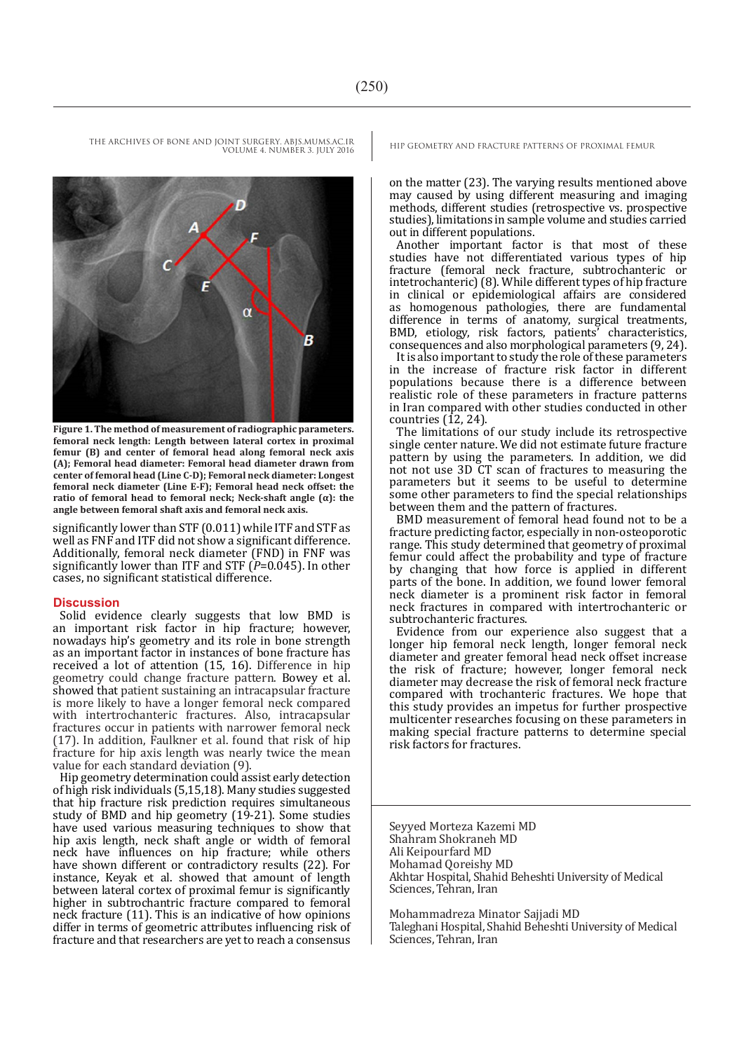**Figure 1. The method of measurement of radiographic parameters. femoral neck length: Length between lateral cortex in proximal femur (B) and center of femoral head along femoral neck axis (A); Femoral head diameter: Femoral head diameter drawn from center of femoral head (Line C-D); Femoral neck diameter: Longest femoral neck diameter (Line E-F); Femoral head neck offset: the ratio of femoral head to femoral neck; Neck-shaft angle (α): the angle between femoral shaft axis and femoral neck axis.**

significantly lower than STF (0.011) while ITF and STF as well as FNF and ITF did not show a significant difference. Additionally, femoral neck diameter (FND) in FNF was significantly lower than ITF and STF (*P*=0.045). In other cases, no significant statistical difference.

## Discussion

Solid evidence clearly suggests that low BMD is an important risk factor in hip fracture; however, nowadays hip's geometry and its role in bone strength as an important factor in instances of bone fracture has received a lot of attention (15, 16). Difference in hip geometry could change fracture pattern. Bowey et al. showed that patient sustaining an intracapsular fracture is more likely to have a longer femoral neck compared with intertrochanteric fractures. Also, intracapsular fractures occur in patients with narrower femoral neck (17). In addition, Faulkner et al. found that risk of hip fracture for hip axis length was nearly twice the mean value for each standard deviation (9).

Hip geometry determination could assist early detection of high risk individuals (5,15,18). Many studies suggested that hip fracture risk prediction requires simultaneous study of BMD and hip geometry (19-21). Some studies have used various measuring techniques to show that hip axis length, neck shaft angle or width of femoral neck have influences on hip fracture; while others have shown different or contradictory results (22). For instance, Keyak et al. showed that amount of length between lateral cortex of proximal femur is significantly higher in subtrochantric fracture compared to femoral neck fracture (11). This is an indicative of how opinions differ in terms of geometric attributes influencing risk of fracture and that researchers are yet to reach a consensus on the matter (23). The varying results mentioned above may caused by using different measuring and imaging methods, different studies (retrospective vs. prospective studies), limitations in sample volume and studies carried out in different populations.

Another important factor is that most of these studies have not differentiated various types of hip fracture (femoral neck fracture, subtrochanteric or intetrochanteric) (8). While different types of hip fracture in clinical or epidemiological affairs are considered as homogenous pathologies, there are fundamental difference in terms of anatomy, surgical treatments, BMD, etiology, risk factors, patients' characteristics, consequences and also morphological parameters (9, 24).

It is also important to study the role of these parameters in the increase of fracture risk factor in different populations because there is a difference between realistic role of these parameters in fracture patterns in Iran compared with other studies conducted in other countries (12, 24).

The limitations of our study include its retrospective single center nature. We did not estimate future fracture pattern by using the parameters. In addition, we did not not use 3D CT scan of fractures to measuring the parameters but it seems to be useful to determine some other parameters to find the special relationships between them and the pattern of fractures.

BMD measurement of femoral head found not to be a fracture predicting factor, especially in non-osteoporotic range. This study determined that geometry of proximal femur could affect the probability and type of fracture by changing that how force is applied in different parts of the bone. In addition, we found lower femoral neck diameter is a prominent risk factor in femoral neck fractures in compared with intertrochanteric or subtrochanteric fractures.

Evidence from our experience also suggest that a longer hip femoral neck length, longer femoral neck diameter and greater femoral head neck offset increase the risk of fracture; however, longer femoral neck diameter may decrease the risk of femoral neck fracture compared with trochanteric fractures. We hope that this study provides an impetus for further prospective multicenter researches focusing on these parameters in making special fracture patterns to determine special risk factors for fractures.

Seyyed Morteza Kazemi MD
Shahram Shokraneh MD
Ali Keipourfard MD
Mohamad Qoreishy MD
Akhtar Hospital, Shahid Beheshti University of Medical Sciences, Tehran, Iran

Mohammadreza Minator Sajjadi MD
Taleghani Hospital, Shahid Beheshti University of Medical Sciences, Tehran, Iran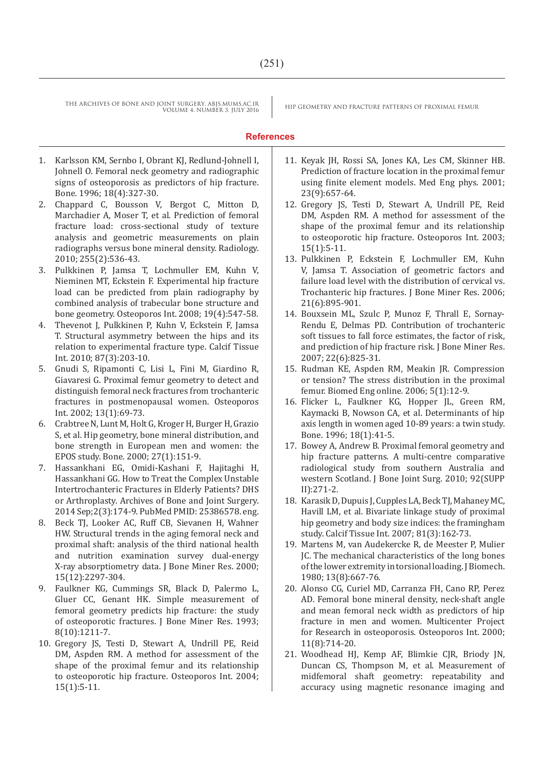## References

1. Karlsson KM, Sernbo I, Obrant KJ, Redlund-Johnell I, Johnell O. Femoral neck geometry and radiographic signs of osteoporosis as predictors of hip fracture. Bone. 1996; 18(4):327-30.
2. Chappard C, Bousson V, Bergot C, Mitton D, Marchadier A, Moser T, et al. Prediction of femoral fracture load: cross-sectional study of texture analysis and geometric measurements on plain radiographs versus bone mineral density. Radiology. 2010; 255(2):536-43.
3. Pulkkinen P, Jamsa T, Lochmuller EM, Kuhn V, Nieminen MT, Eckstein F. Experimental hip fracture load can be predicted from plain radiography by combined analysis of trabecular bone structure and bone geometry. Osteoporos Int. 2008; 19(4):547-58.
4. Thevenot J, Pulkkinen P, Kuhn V, Eckstein F, Jamsa T. Structural asymmetry between the hips and its relation to experimental fracture type. Calcif Tissue Int. 2010; 87(3):203-10.
5. Gnudi S, Ripamonti C, Lisi L, Fini M, Giardino R, Giavaresi G. Proximal femur geometry to detect and distinguish femoral neck fractures from trochanteric fractures in postmenopausal women. Osteoporos Int. 2002; 13(1):69-73.
6. Crabtree N, Lunt M, Holt G, Kroger H, Burger H, Grazio S, et al. Hip geometry, bone mineral distribution, and bone strength in European men and women: the EPOS study. Bone. 2000; 27(1):151-9.
7. Hassankhani EG, Omidi-Kashani F, Hajitaghi H, Hassankhani GG. How to Treat the Complex Unstable Intertrochanteric Fractures in Elderly Patients? DHS or Arthroplasty. Archives of Bone and Joint Surgery. 2014 Sep;2(3):174-9. PubMed PMID: 25386578. eng.
8. Beck TJ, Looker AC, Ruff CB, Sievanen H, Wahner HW. Structural trends in the aging femoral neck and proximal shaft: analysis of the third national health and nutrition examination survey dual-energy X-ray absorptiometry data. J Bone Miner Res. 2000; 15(12):2297-304.
9. Faulkner KG, Cummings SR, Black D, Palermo L, Gluer CC, Genant HK. Simple measurement of femoral geometry predicts hip fracture: the study of osteoporotic fractures. J Bone Miner Res. 1993; 8(10):1211-7.
10. Gregory JS, Testi D, Stewart A, Undrill PE, Reid DM, Aspden RM. A method for assessment of the shape of the proximal femur and its relationship to osteoporotic hip fracture. Osteoporos Int. 2004; 15(1):5-11.
11. Keyak JH, Rossi SA, Jones KA, Les CM, Skinner HB. Prediction of fracture location in the proximal femur using finite element models. Med Eng phys. 2001; 23(9):657-64.
12. Gregory JS, Testi D, Stewart A, Undrill PE, Reid DM, Aspden RM. A method for assessment of the shape of the proximal femur and its relationship to osteoporotic hip fracture. Osteoporos Int. 2003; 15(1):5-11.
13. Pulkkinen P, Eckstein F, Lochmuller EM, Kuhn V, Jamsa T. Association of geometric factors and failure load level with the distribution of cervical vs. Trochanteric hip fractures. J Bone Miner Res. 2006; 21(6):895-901.
14. Bouxsein ML, Szulc P, Munoz F, Thrall E, Sornay-Rendu E, Delmas PD. Contribution of trochanteric soft tissues to fall force estimates, the factor of risk, and prediction of hip fracture risk. J Bone Miner Res. 2007; 22(6):825-31.
15. Rudman KE, Aspden RM, Meakin JR. Compression or tension? The stress distribution in the proximal femur. Biomed Eng online. 2006; 5(1):12-9.
16. Flicker L, Faulkner KG, Hopper JL, Green RM, Kaymacki B, Nowson CA, et al. Determinants of hip axis length in women aged 10-89 years: a twin study. Bone. 1996; 18(1):41-5.
17. Bowey A, Andrew B. Proximal femoral geometry and hip fracture patterns. A multi-centre comparative radiological study from southern Australia and western Scotland. J Bone Joint Surg. 2010; 92(SUPP II):271-2.
18. Karasik D, Dupuis J, Cupples LA, Beck TJ, Mahaney MC, Havill LM, et al. Bivariate linkage study of proximal hip geometry and body size indices: the framingham study. Calcif Tissue Int. 2007; 81(3):162-73.
19. Martens M, van Audekercke R, de Meester P, Mulier JC. The mechanical characteristics of the long bones of the lower extremity in torsional loading. J Biomech. 1980; 13(8):667-76.
20. Alonso CG, Curiel MD, Carranza FH, Cano RP, Perez AD. Femoral bone mineral density, neck-shaft angle and mean femoral neck width as predictors of hip fracture in men and women. Multicenter Project for Research in osteoporosis. Osteoporos Int. 2000; 11(8):714-20.
21. Woodhead HJ, Kemp AF, Blimkie CJR, Briody JN, Duncan CS, Thompson M, et al. Measurement of midfemoral shaft geometry: repeatability and accuracy using magnetic resonance imaging and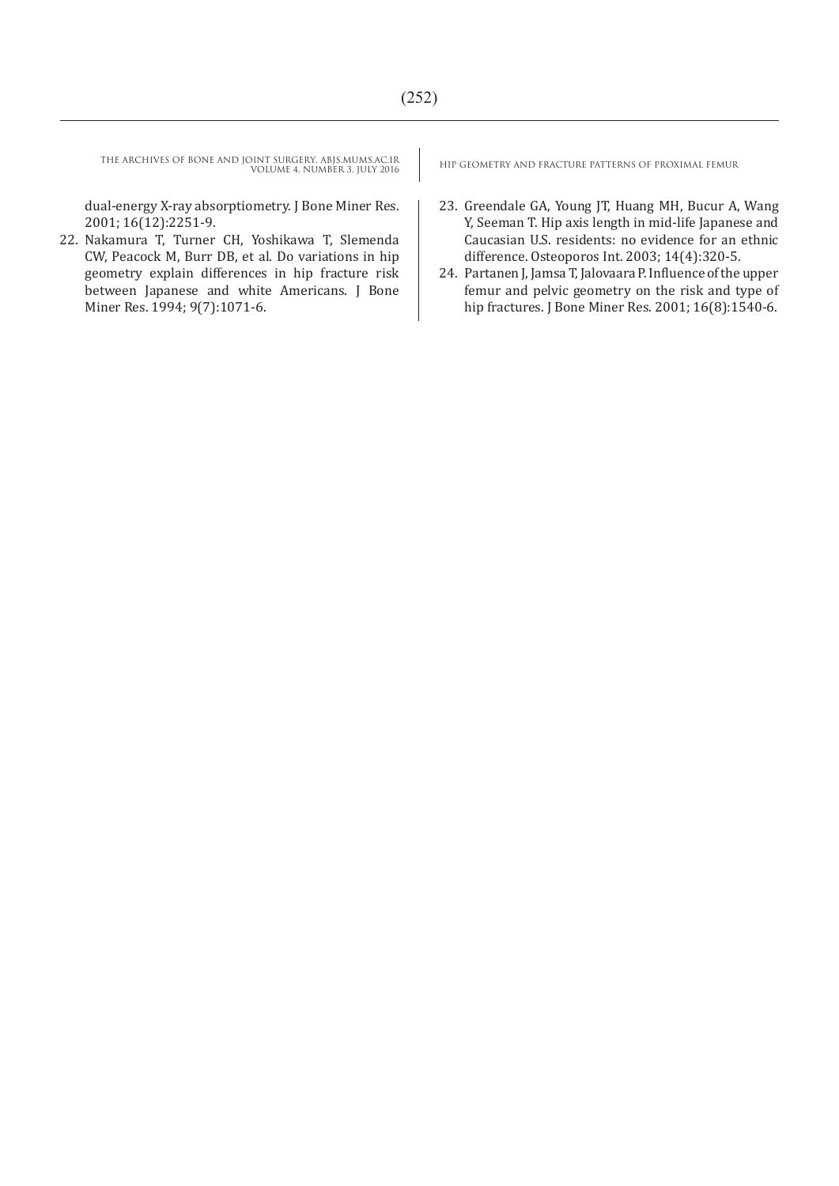dual-energy X-ray absorptiometry. J Bone Miner Res. 2001; 16(12):2251-9.

22. Nakamura T, Turner CH, Yoshikawa T, Slemenda CW, Peacock M, Burr DB, et al. Do variations in hip geometry explain differences in hip fracture risk between Japanese and white Americans. J Bone Miner Res. 1994; 9(7):1071-6.
23. Greendale GA, Young JT, Huang MH, Bucur A, Wang Y, Seeman T. Hip axis length in mid-life Japanese and Caucasian U.S. residents: no evidence for an ethnic difference. Osteoporos Int. 2003; 14(4):320-5.
24. Partanen J, Jamsa T, Jalovaara P. Influence of the upper femur and pelvic geometry on the risk and type of hip fractures. J Bone Miner Res. 2001; 16(8):1540-6.